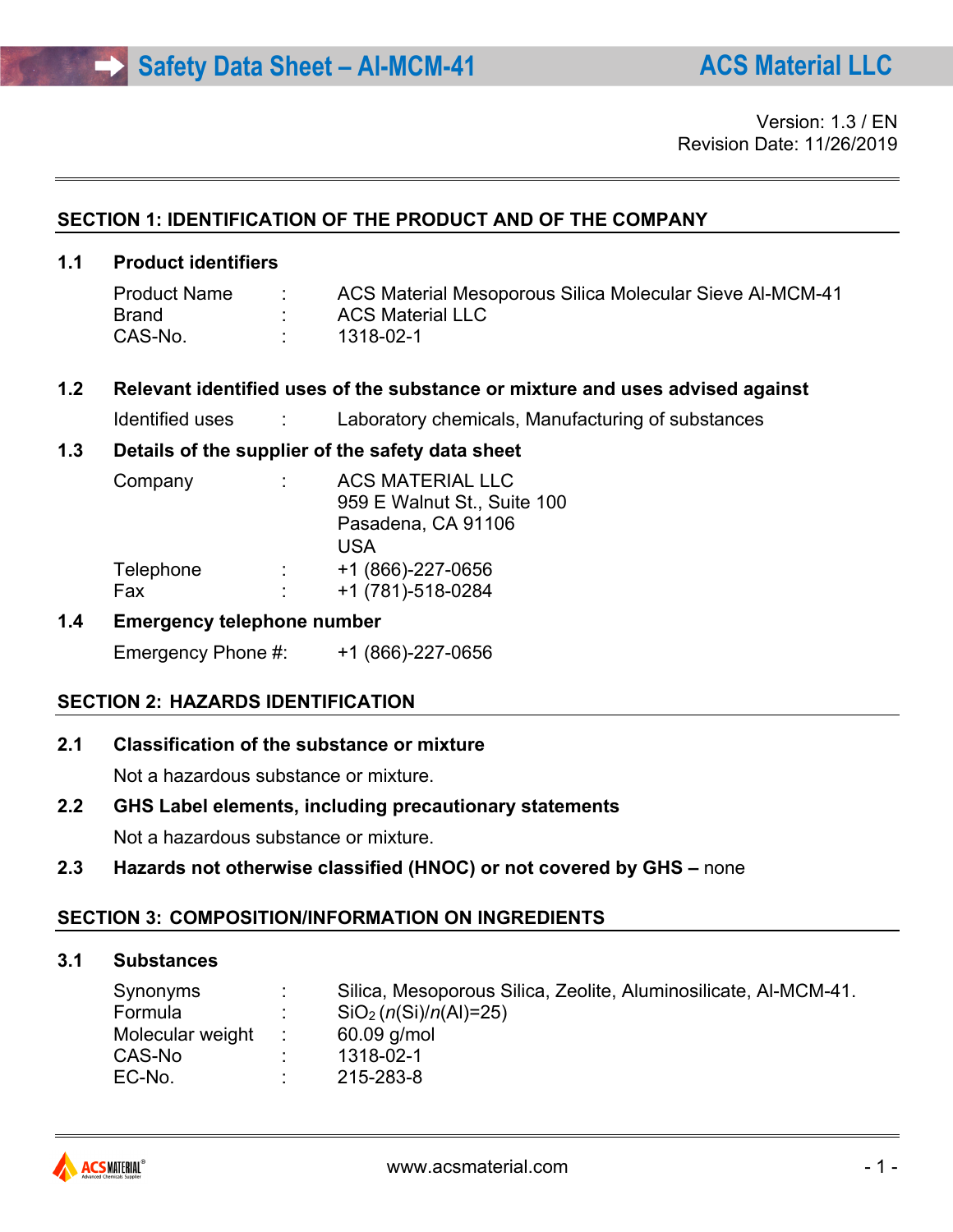# Safety Data Sheet – Al-MCM-41

**ACS Material LLC**

Version: 1.3 / EN
Revision Date: 11/26/2019

## SECTION 1: IDENTIFICATION OF THE PRODUCT AND OF THE COMPANY

### 1.1 Product identifiers

| | | |
|---|---|---|
| Product Name | : | ACS Material Mesoporous Silica Molecular Sieve Al-MCM-41 |
| Brand | : | ACS Material LLC |
| CAS-No. | : | 1318-02-1 |

### 1.2 Relevant identified uses of the substance or mixture and uses advised against

Identified uses : Laboratory chemicals, Manufacturing of substances

### 1.3 Details of the supplier of the safety data sheet

| | | |
|---|---|---|
| Company | : | ACS MATERIAL LLC<br>959 E Walnut St., Suite 100<br>Pasadena, CA 91106<br>USA |
| Telephone | : | +1 (866)-227-0656 |
| Fax | : | +1 (781)-518-0284 |

### 1.4 Emergency telephone number

Emergency Phone #: +1 (866)-227-0656

## SECTION 2: HAZARDS IDENTIFICATION

### 2.1 Classification of the substance or mixture

Not a hazardous substance or mixture.

### 2.2 GHS Label elements, including precautionary statements

Not a hazardous substance or mixture.

### 2.3 Hazards not otherwise classified (HNOC) or not covered by GHS – none

## SECTION 3: COMPOSITION/INFORMATION ON INGREDIENTS

### 3.1 Substances

| | | |
|---|---|---|
| Synonyms | : | Silica, Mesoporous Silica, Zeolite, Aluminosilicate, Al-MCM-41. |
| Formula | : | $SiO_2$ ($n$(Si)/$n$(Al)=25) |
| Molecular weight | : | 60.09 g/mol |
| CAS-No | : | 1318-02-1 |
| EC-No. | : | 215-283-8 |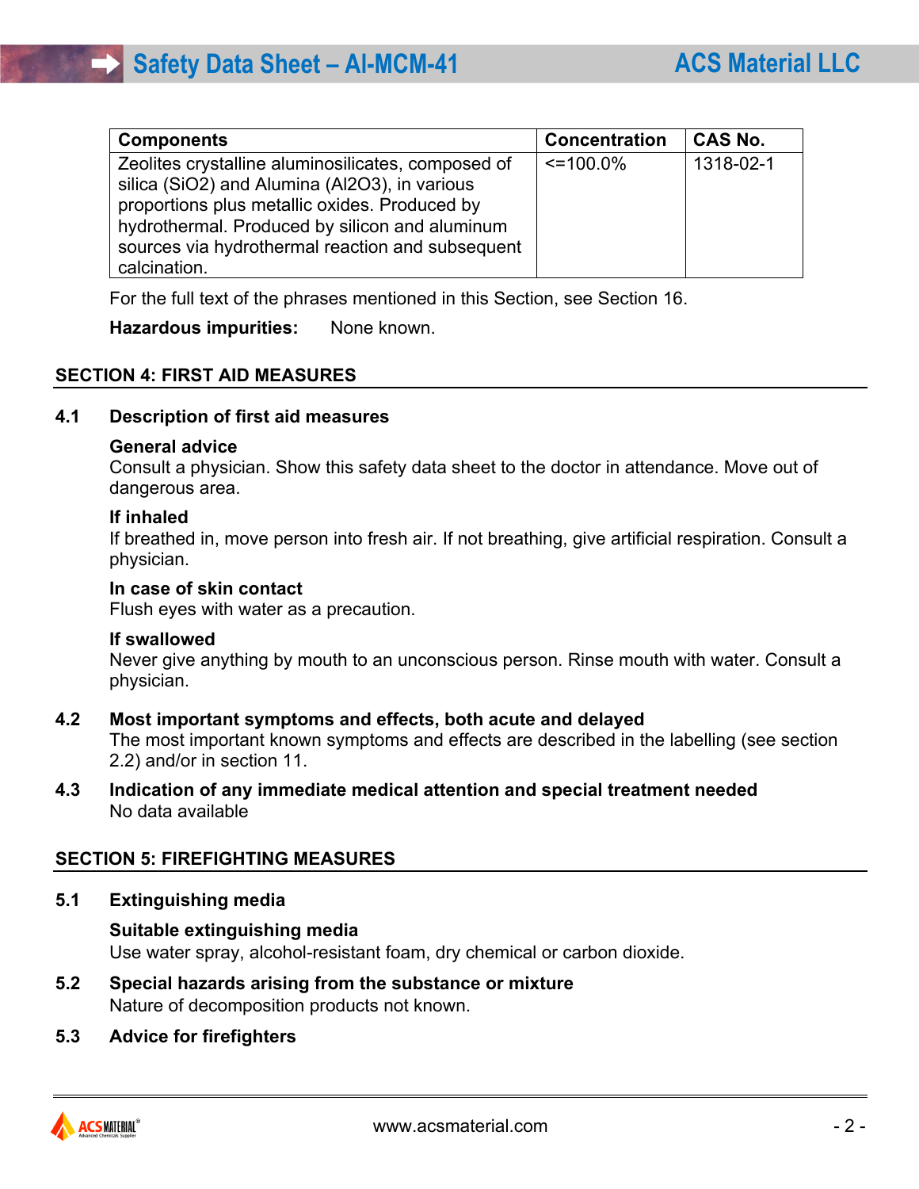| Components | Concentration | CAS No. |
|---|---|---|
| Zeolites crystalline aluminosilicates, composed of silica ($SiO_2$) and Alumina ($Al_2O_3$), in various proportions plus metallic oxides. Produced by hydrothermal. Produced by silicon and aluminum sources via hydrothermal reaction and subsequent calcination. | <=100.0% | 1318-02-1 |

For the full text of the phrases mentioned in this Section, see Section 16.

**Hazardous impurities:** None known.

## SECTION 4: FIRST AID MEASURES

### 4.1 Description of first aid measures

**General advice**
Consult a physician. Show this safety data sheet to the doctor in attendance. Move out of dangerous area.

**If inhaled**
If breathed in, move person into fresh air. If not breathing, give artificial respiration. Consult a physician.

**In case of skin contact**
Flush eyes with water as a precaution.

**If swallowed**
Never give anything by mouth to an unconscious person. Rinse mouth with water. Consult a physician.

### 4.2 Most important symptoms and effects, both acute and delayed
The most important known symptoms and effects are described in the labelling (see section 2.2) and/or in section 11.

### 4.3 Indication of any immediate medical attention and special treatment needed
No data available

## SECTION 5: FIREFIGHTING MEASURES

### 5.1 Extinguishing media

**Suitable extinguishing media**
Use water spray, alcohol-resistant foam, dry chemical or carbon dioxide.

### 5.2 Special hazards arising from the substance or mixture
Nature of decomposition products not known.

### 5.3 Advice for firefighters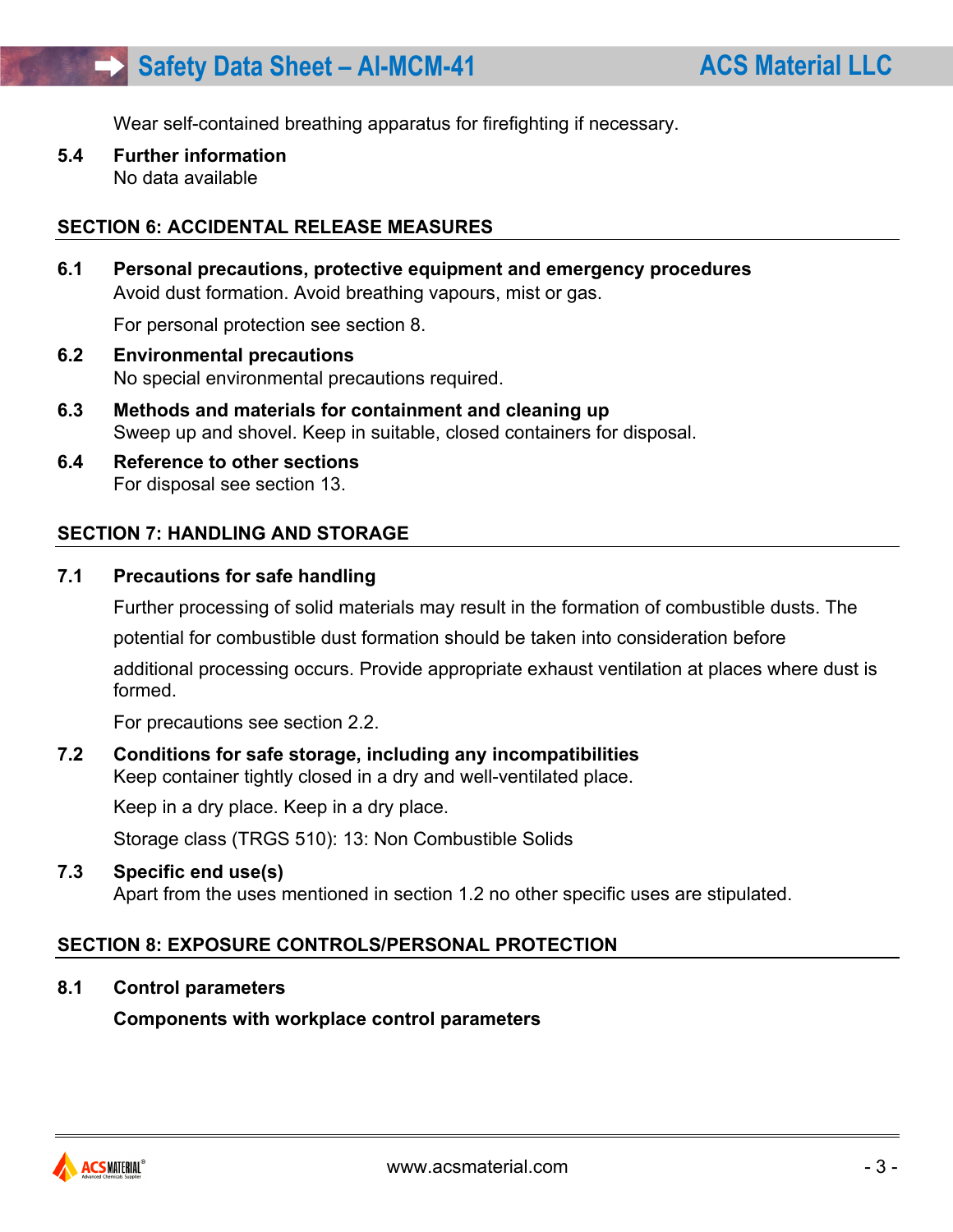Wear self-contained breathing apparatus for firefighting if necessary.

### 5.4 Further information

No data available

## SECTION 6: ACCIDENTAL RELEASE MEASURES

### 6.1 Personal precautions, protective equipment and emergency procedures

Avoid dust formation. Avoid breathing vapours, mist or gas.

For personal protection see section 8.

### 6.2 Environmental precautions

No special environmental precautions required.

### 6.3 Methods and materials for containment and cleaning up

Sweep up and shovel. Keep in suitable, closed containers for disposal.

### 6.4 Reference to other sections

For disposal see section 13.

## SECTION 7: HANDLING AND STORAGE

### 7.1 Precautions for safe handling

Further processing of solid materials may result in the formation of combustible dusts. The potential for combustible dust formation should be taken into consideration before additional processing occurs. Provide appropriate exhaust ventilation at places where dust is formed.

For precautions see section 2.2.

### 7.2 Conditions for safe storage, including any incompatibilities

Keep container tightly closed in a dry and well-ventilated place.

Keep in a dry place. Keep in a dry place.

Storage class (TRGS 510): 13: Non Combustible Solids

### 7.3 Specific end use(s)

Apart from the uses mentioned in section 1.2 no other specific uses are stipulated.

## SECTION 8: EXPOSURE CONTROLS/PERSONAL PROTECTION

### 8.1 Control parameters

**Components with workplace control parameters**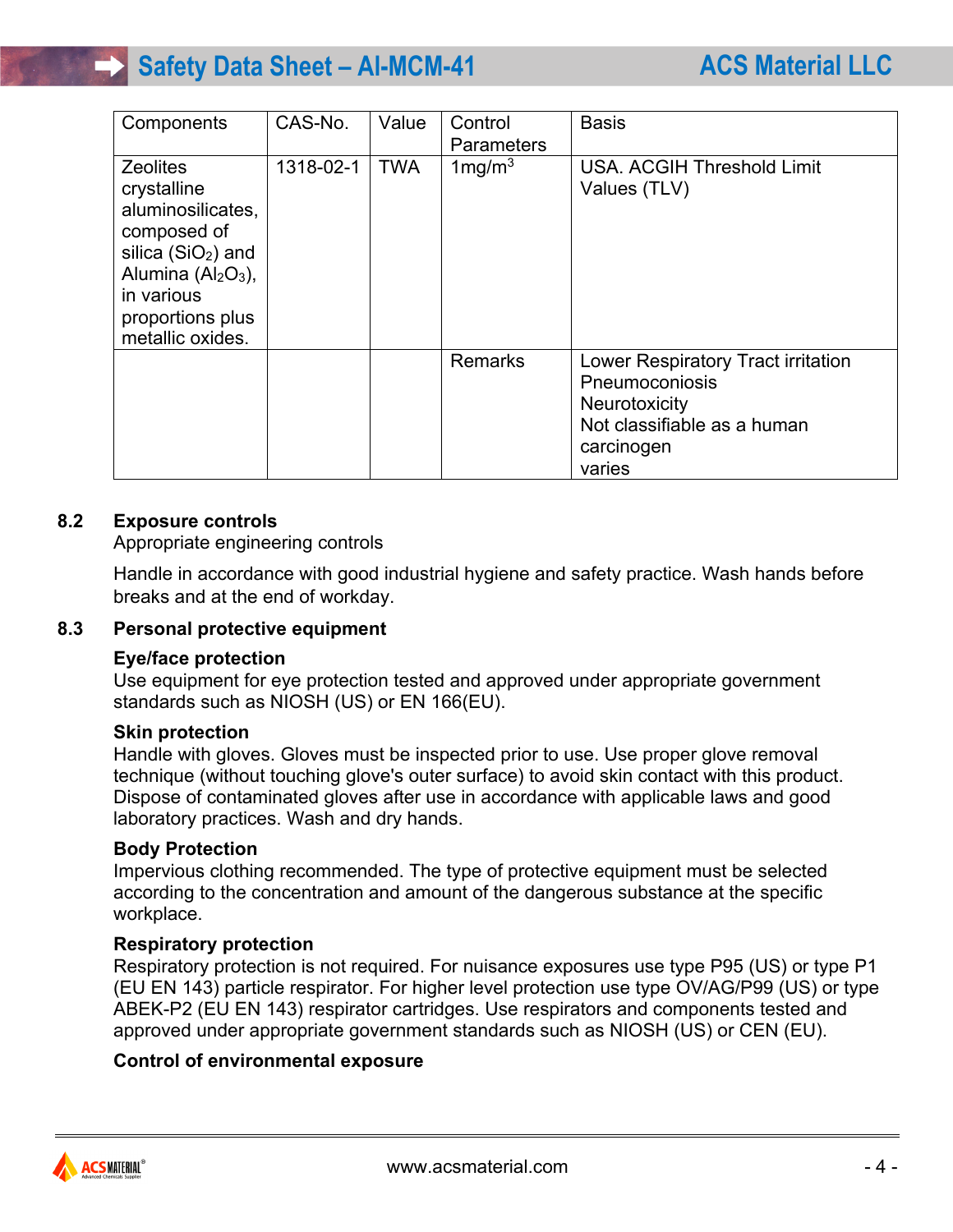| Components | CAS-No. | Value | Control Parameters | Basis |
|---|---|---|---|---|
| Zeolites crystalline aluminosilicates, composed of silica ($SiO_2$) and Alumina ($Al_2O_3$), in various proportions plus metallic oxides. | 1318-02-1 | TWA | 1mg/m$^3$ | USA. ACGIH Threshold Limit Values (TLV) |
| | | | Remarks | Lower Respiratory Tract irritation<br>Pneumoconiosis<br>Neurotoxicity<br>Not classifiable as a human carcinogen<br>varies |

## 8.2 Exposure controls

Appropriate engineering controls

Handle in accordance with good industrial hygiene and safety practice. Wash hands before breaks and at the end of workday.

## 8.3 Personal protective equipment

**Eye/face protection**

Use equipment for eye protection tested and approved under appropriate government standards such as NIOSH (US) or EN 166(EU).

**Skin protection**

Handle with gloves. Gloves must be inspected prior to use. Use proper glove removal technique (without touching glove's outer surface) to avoid skin contact with this product. Dispose of contaminated gloves after use in accordance with applicable laws and good laboratory practices. Wash and dry hands.

**Body Protection**

Impervious clothing recommended. The type of protective equipment must be selected according to the concentration and amount of the dangerous substance at the specific workplace.

**Respiratory protection**

Respiratory protection is not required. For nuisance exposures use type P95 (US) or type P1 (EU EN 143) particle respirator. For higher level protection use type OV/AG/P99 (US) or type ABEK-P2 (EU EN 143) respirator cartridges. Use respirators and components tested and approved under appropriate government standards such as NIOSH (US) or CEN (EU).

**Control of environmental exposure**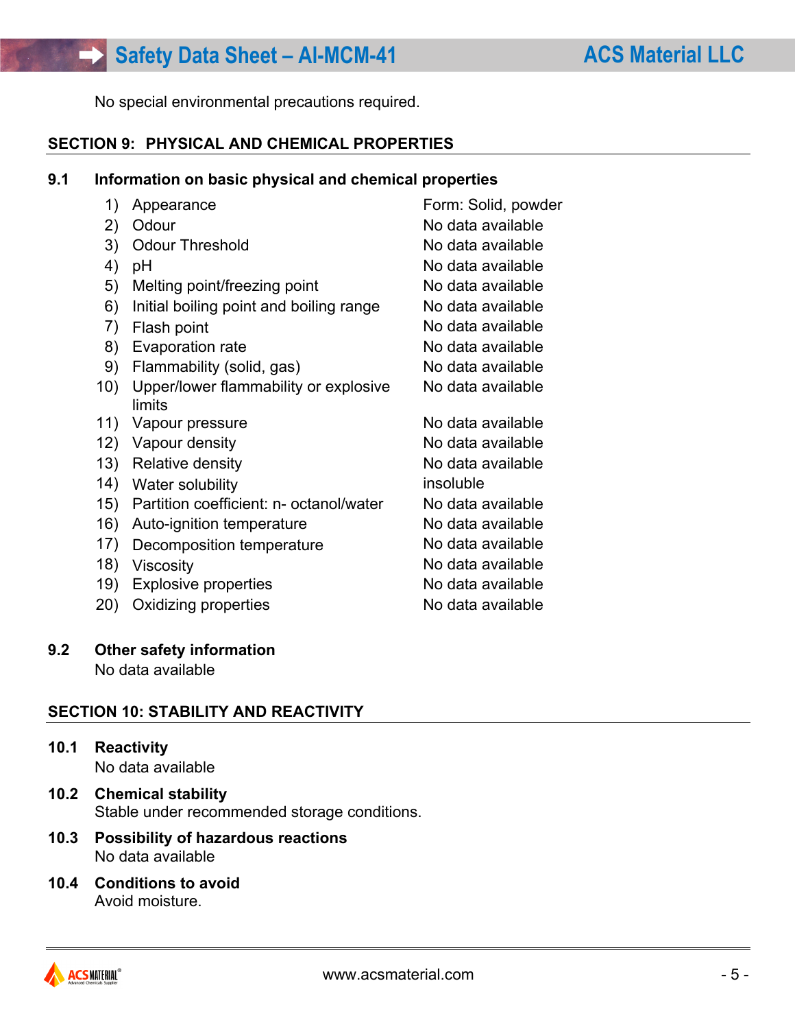No special environmental precautions required.

## SECTION 9: PHYSICAL AND CHEMICAL PROPERTIES

### 9.1 Information on basic physical and chemical properties

| | Property | Value |
|---|---|---|
| 1) | Appearance | Form: Solid, powder |
| 2) | Odour | No data available |
| 3) | Odour Threshold | No data available |
| 4) | pH | No data available |
| 5) | Melting point/freezing point | No data available |
| 6) | Initial boiling point and boiling range | No data available |
| 7) | Flash point | No data available |
| 8) | Evaporation rate | No data available |
| 9) | Flammability (solid, gas) | No data available |
| 10) | Upper/lower flammability or explosive limits | No data available |
| 11) | Vapour pressure | No data available |
| 12) | Vapour density | No data available |
| 13) | Relative density | No data available |
| 14) | Water solubility | insoluble |
| 15) | Partition coefficient: n- octanol/water | No data available |
| 16) | Auto-ignition temperature | No data available |
| 17) | Decomposition temperature | No data available |
| 18) | Viscosity | No data available |
| 19) | Explosive properties | No data available |
| 20) | Oxidizing properties | No data available |

### 9.2 Other safety information

No data available

## SECTION 10: STABILITY AND REACTIVITY

### 10.1 Reactivity

No data available

### 10.2 Chemical stability

Stable under recommended storage conditions.

### 10.3 Possibility of hazardous reactions

No data available

### 10.4 Conditions to avoid

Avoid moisture.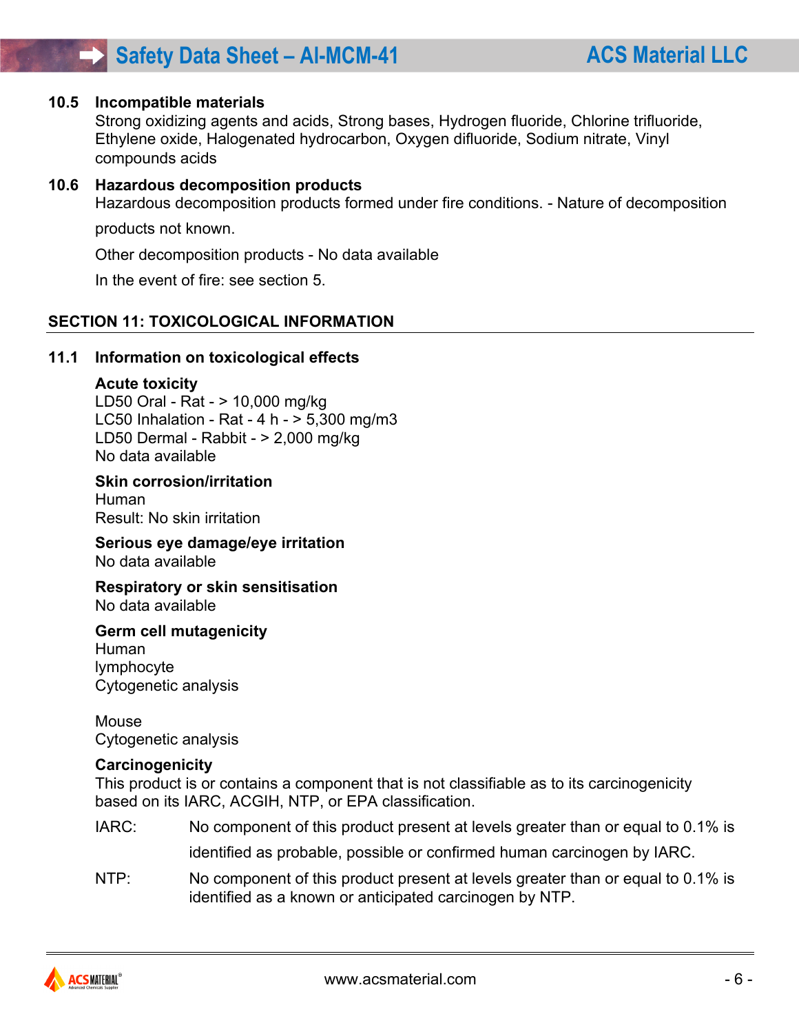### 10.5 Incompatible materials

Strong oxidizing agents and acids, Strong bases, Hydrogen fluoride, Chlorine trifluoride, Ethylene oxide, Halogenated hydrocarbon, Oxygen difluoride, Sodium nitrate, Vinyl compounds acids

### 10.6 Hazardous decomposition products

Hazardous decomposition products formed under fire conditions. - Nature of decomposition products not known.

Other decomposition products - No data available

In the event of fire: see section 5.

## SECTION 11: TOXICOLOGICAL INFORMATION

### 11.1 Information on toxicological effects

**Acute toxicity**

LD50 Oral - Rat - > 10,000 mg/kg
LC50 Inhalation - Rat - 4 h - > 5,300 mg/m3
LD50 Dermal - Rabbit - > 2,000 mg/kg
No data available

**Skin corrosion/irritation**

Human
Result: No skin irritation

**Serious eye damage/eye irritation**

No data available

**Respiratory or skin sensitisation**

No data available

**Germ cell mutagenicity**

Human
lymphocyte
Cytogenetic analysis

Mouse
Cytogenetic analysis

**Carcinogenicity**

This product is or contains a component that is not classifiable as to its carcinogenicity based on its IARC, ACGIH, NTP, or EPA classification.

IARC: No component of this product present at levels greater than or equal to 0.1% is identified as probable, possible or confirmed human carcinogen by IARC.

NTP: No component of this product present at levels greater than or equal to 0.1% is identified as a known or anticipated carcinogen by NTP.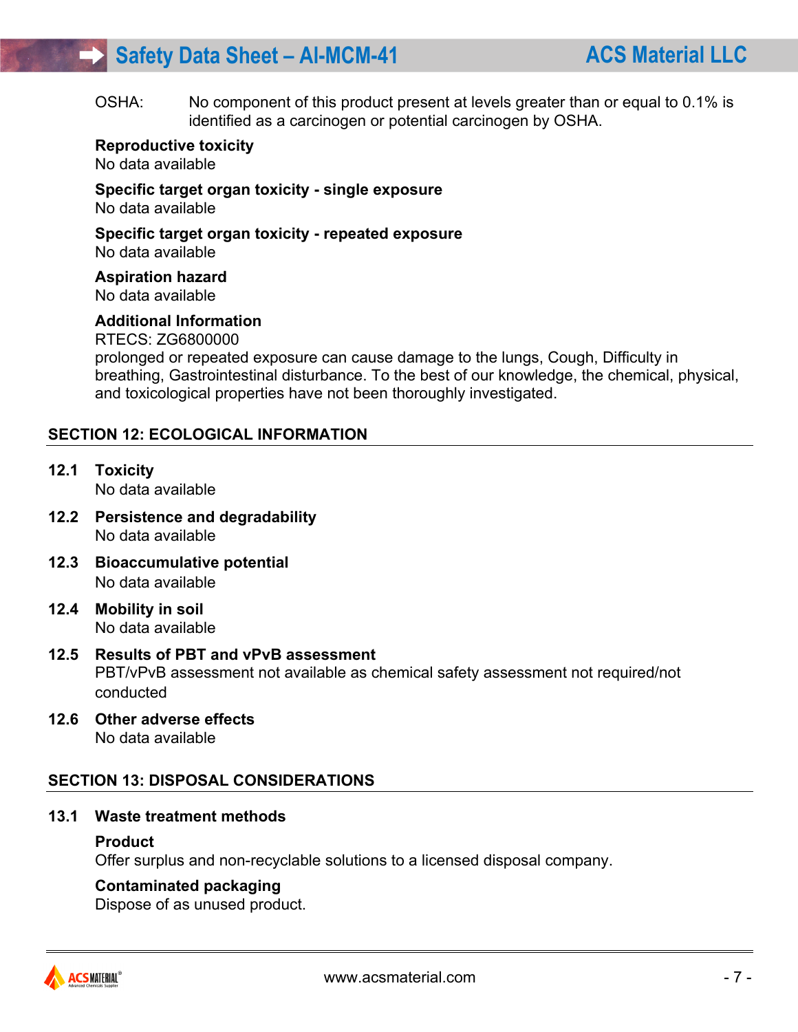OSHA: No component of this product present at levels greater than or equal to 0.1% is identified as a carcinogen or potential carcinogen by OSHA.

**Reproductive toxicity**
No data available

**Specific target organ toxicity - single exposure**
No data available

**Specific target organ toxicity - repeated exposure**
No data available

**Aspiration hazard**
No data available

**Additional Information**
RTECS: ZG6800000
prolonged or repeated exposure can cause damage to the lungs, Cough, Difficulty in breathing, Gastrointestinal disturbance. To the best of our knowledge, the chemical, physical, and toxicological properties have not been thoroughly investigated.

## SECTION 12: ECOLOGICAL INFORMATION

### 12.1 Toxicity
No data available

### 12.2 Persistence and degradability
No data available

### 12.3 Bioaccumulative potential
No data available

### 12.4 Mobility in soil
No data available

### 12.5 Results of PBT and vPvB assessment
PBT/vPvB assessment not available as chemical safety assessment not required/not conducted

### 12.6 Other adverse effects
No data available

## SECTION 13: DISPOSAL CONSIDERATIONS

### 13.1 Waste treatment methods

**Product**
Offer surplus and non-recyclable solutions to a licensed disposal company.

**Contaminated packaging**
Dispose of as unused product.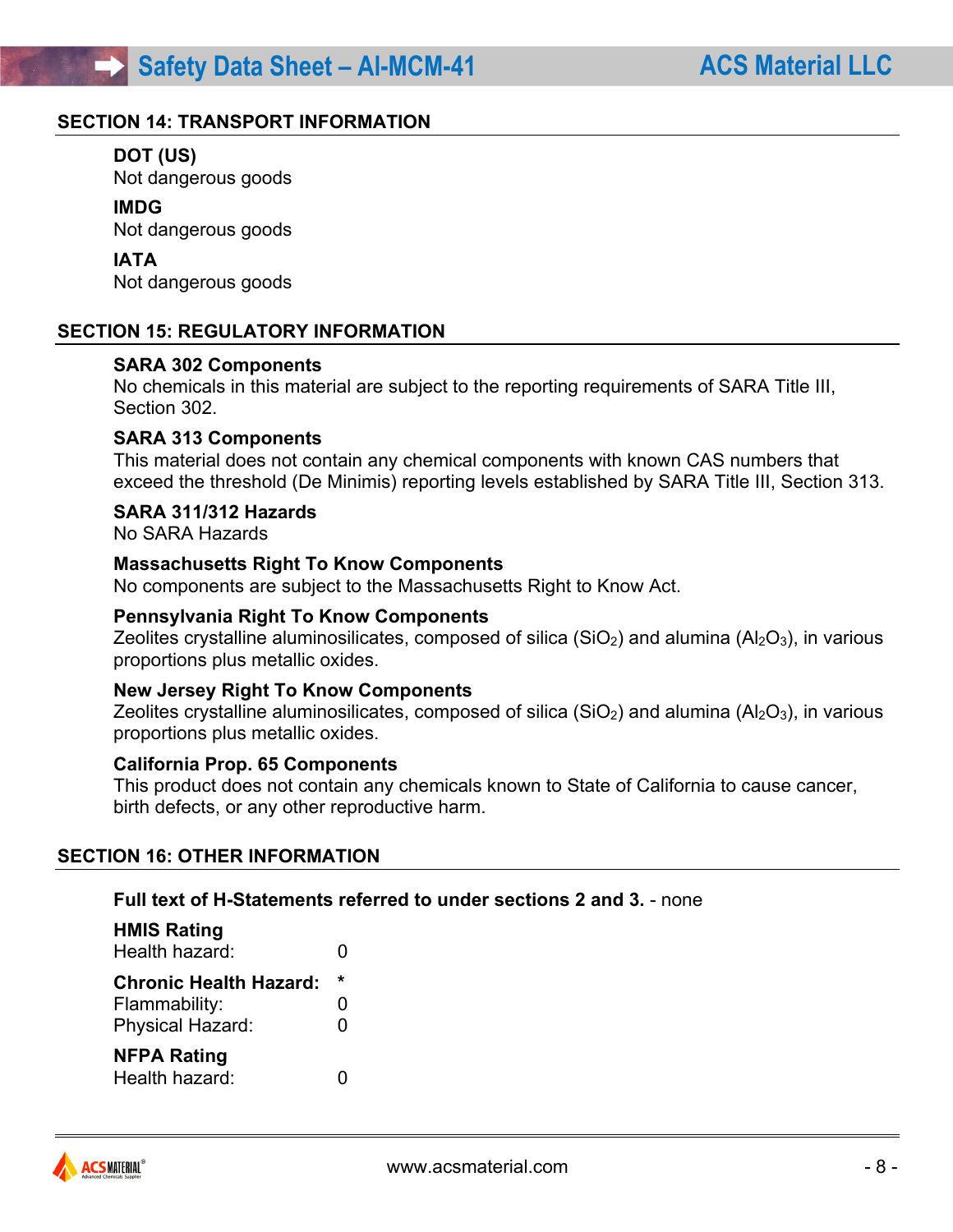## SECTION 14: TRANSPORT INFORMATION

**DOT (US)**
Not dangerous goods

**IMDG**
Not dangerous goods

**IATA**
Not dangerous goods

## SECTION 15: REGULATORY INFORMATION

**SARA 302 Components**
No chemicals in this material are subject to the reporting requirements of SARA Title III, Section 302.

**SARA 313 Components**
This material does not contain any chemical components with known CAS numbers that exceed the threshold (De Minimis) reporting levels established by SARA Title III, Section 313.

**SARA 311/312 Hazards**
No SARA Hazards

**Massachusetts Right To Know Components**
No components are subject to the Massachusetts Right to Know Act.

**Pennsylvania Right To Know Components**
Zeolites crystalline aluminosilicates, composed of silica ($SiO_2$) and alumina ($Al_2O_3$), in various proportions plus metallic oxides.

**New Jersey Right To Know Components**
Zeolites crystalline aluminosilicates, composed of silica ($SiO_2$) and alumina ($Al_2O_3$), in various proportions plus metallic oxides.

**California Prop. 65 Components**
This product does not contain any chemicals known to State of California to cause cancer, birth defects, or any other reproductive harm.

## SECTION 16: OTHER INFORMATION

**Full text of H-Statements referred to under sections 2 and 3.** - none

**HMIS Rating**
Health hazard: 0

**Chronic Health Hazard:** *
Flammability: 0
Physical Hazard: 0

**NFPA Rating**
Health hazard: 0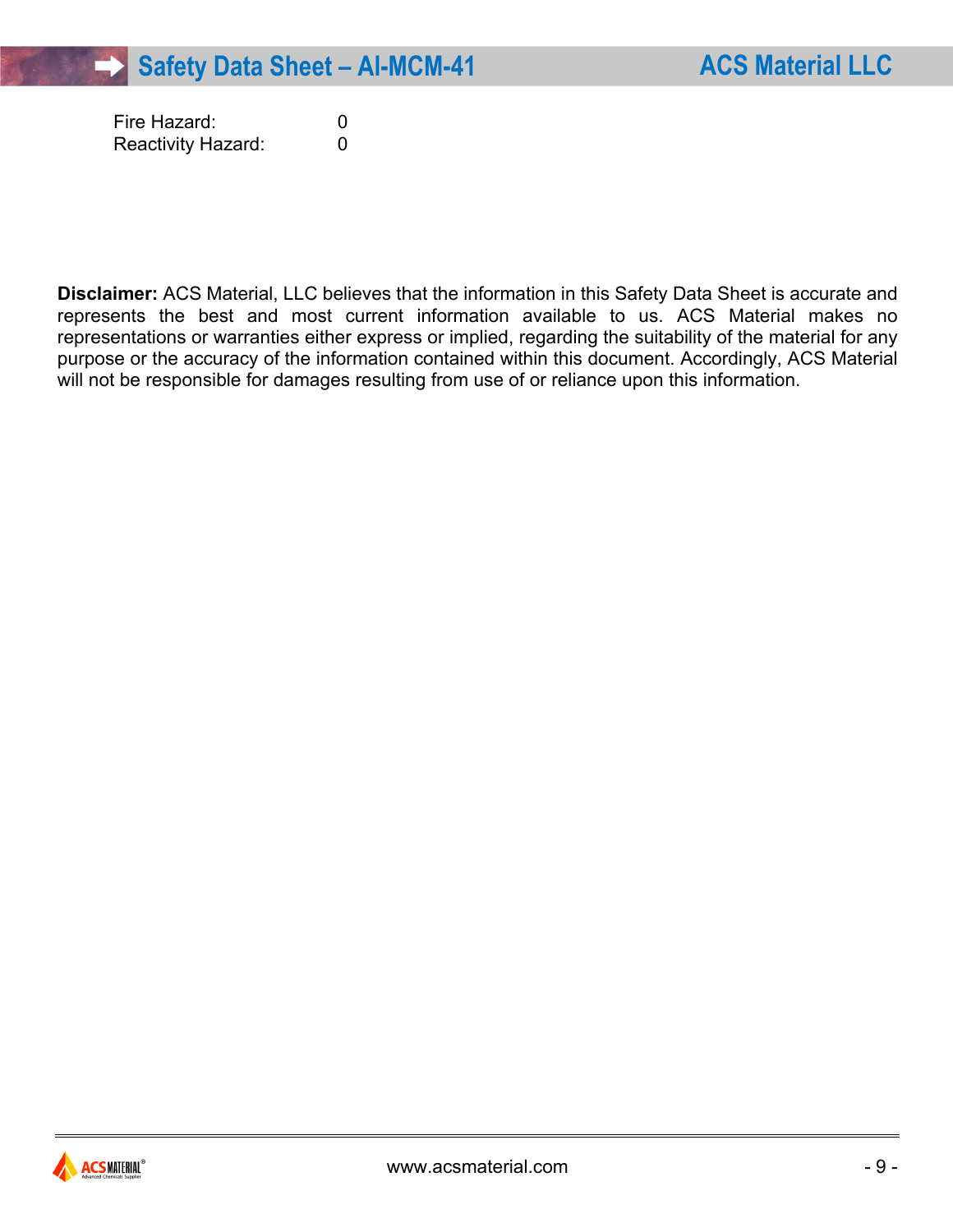Fire Hazard: 0
Reactivity Hazard: 0

**Disclaimer:** ACS Material, LLC believes that the information in this Safety Data Sheet is accurate and represents the best and most current information available to us. ACS Material makes no representations or warranties either express or implied, regarding the suitability of the material for any purpose or the accuracy of the information contained within this document. Accordingly, ACS Material will not be responsible for damages resulting from use of or reliance upon this information.